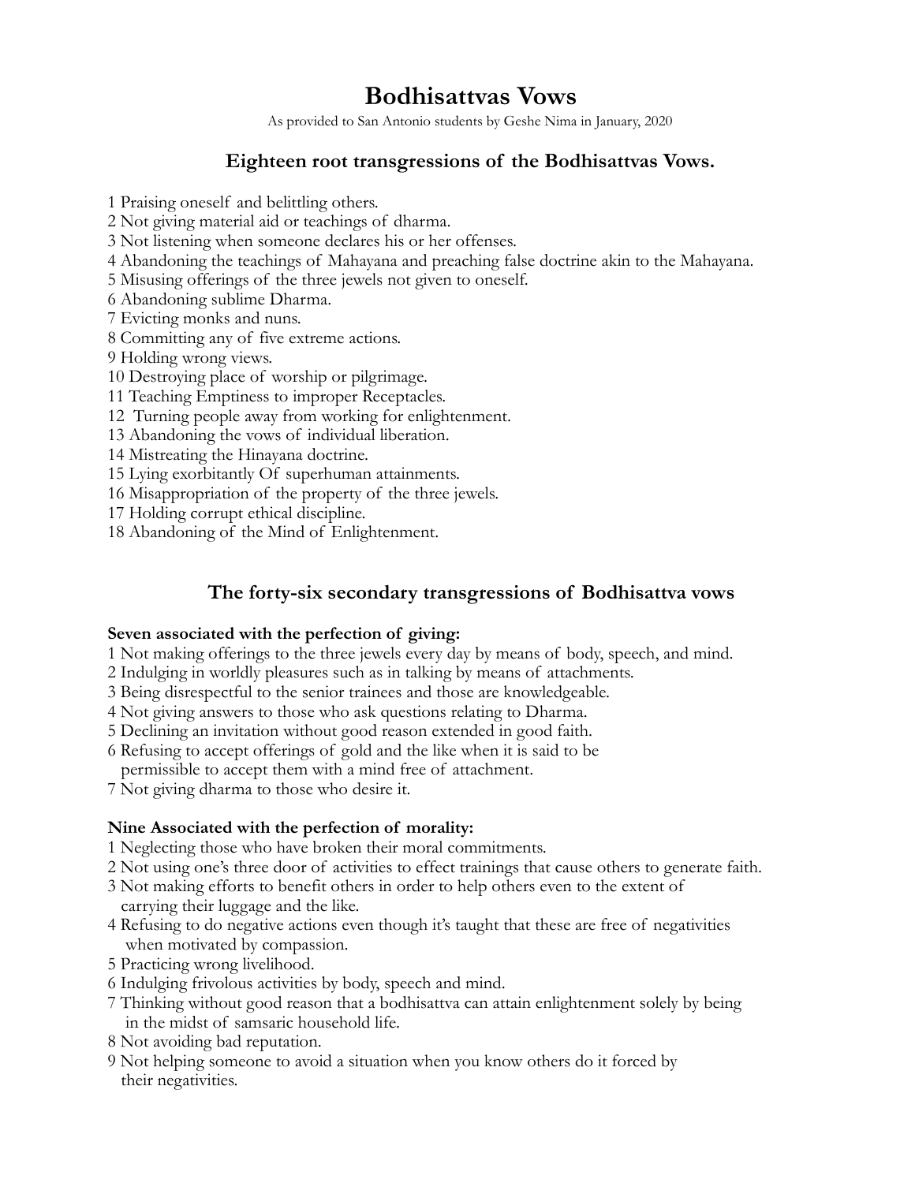# Bodhisattvas Vows

As provided to San Antonio students by Geshe Nima in January, 2020

## Eighteen root transgressions of the Bodhisattvas Vows.

1 Praising oneself and belittling others.
2 Not giving material aid or teachings of dharma.
3 Not listening when someone declares his or her offenses.
4 Abandoning the teachings of Mahayana and preaching false doctrine akin to the Mahayana.
5 Misusing offerings of the three jewels not given to oneself.
6 Abandoning sublime Dharma.
7 Evicting monks and nuns.
8 Committing any of five extreme actions.
9 Holding wrong views.
10 Destroying place of worship or pilgrimage.
11 Teaching Emptiness to improper Receptacles.
12 Turning people away from working for enlightenment.
13 Abandoning the vows of individual liberation.
14 Mistreating the Hinayana doctrine.
15 Lying exorbitantly Of superhuman attainments.
16 Misappropriation of the property of the three jewels.
17 Holding corrupt ethical discipline.
18 Abandoning of the Mind of Enlightenment.

## The forty-six secondary transgressions of Bodhisattva vows

**Seven associated with the perfection of giving:**

1 Not making offerings to the three jewels every day by means of body, speech, and mind.
2 Indulging in worldly pleasures such as in talking by means of attachments.
3 Being disrespectful to the senior trainees and those are knowledgeable.
4 Not giving answers to those who ask questions relating to Dharma.
5 Declining an invitation without good reason extended in good faith.
6 Refusing to accept offerings of gold and the like when it is said to be permissible to accept them with a mind free of attachment.
7 Not giving dharma to those who desire it.

**Nine Associated with the perfection of morality:**

1 Neglecting those who have broken their moral commitments.
2 Not using one's three door of activities to effect trainings that cause others to generate faith.
3 Not making efforts to benefit others in order to help others even to the extent of carrying their luggage and the like.
4 Refusing to do negative actions even though it's taught that these are free of negativities when motivated by compassion.
5 Practicing wrong livelihood.
6 Indulging frivolous activities by body, speech and mind.
7 Thinking without good reason that a bodhisattva can attain enlightenment solely by being in the midst of samsaric household life.
8 Not avoiding bad reputation.
9 Not helping someone to avoid a situation when you know others do it forced by their negativities.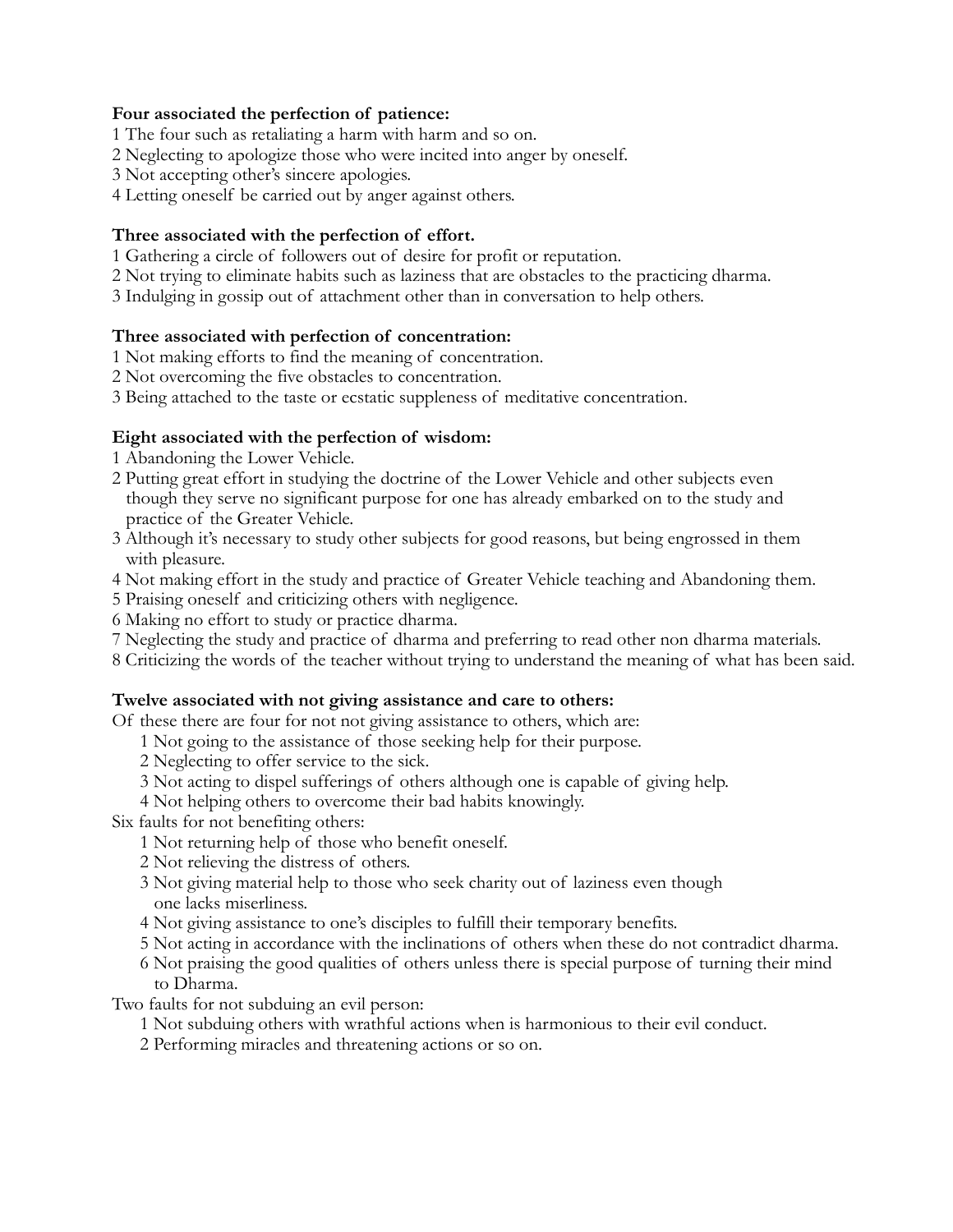**Four associated the perfection of patience:**

1 The four such as retaliating a harm with harm and so on.
2 Neglecting to apologize those who were incited into anger by oneself.
3 Not accepting other's sincere apologies.
4 Letting oneself be carried out by anger against others.

**Three associated with the perfection of effort.**

1 Gathering a circle of followers out of desire for profit or reputation.
2 Not trying to eliminate habits such as laziness that are obstacles to the practicing dharma.
3 Indulging in gossip out of attachment other than in conversation to help others.

**Three associated with perfection of concentration:**

1 Not making efforts to find the meaning of concentration.
2 Not overcoming the five obstacles to concentration.
3 Being attached to the taste or ecstatic suppleness of meditative concentration.

**Eight associated with the perfection of wisdom:**

1 Abandoning the Lower Vehicle.
2 Putting great effort in studying the doctrine of the Lower Vehicle and other subjects even though they serve no significant purpose for one has already embarked on to the study and practice of the Greater Vehicle.
3 Although it's necessary to study other subjects for good reasons, but being engrossed in them with pleasure.
4 Not making effort in the study and practice of Greater Vehicle teaching and Abandoning them.
5 Praising oneself and criticizing others with negligence.
6 Making no effort to study or practice dharma.
7 Neglecting the study and practice of dharma and preferring to read other non dharma materials.
8 Criticizing the words of the teacher without trying to understand the meaning of what has been said.

**Twelve associated with not giving assistance and care to others:**

Of these there are four for not not giving assistance to others, which are:

1 Not going to the assistance of those seeking help for their purpose.
2 Neglecting to offer service to the sick.
3 Not acting to dispel sufferings of others although one is capable of giving help.
4 Not helping others to overcome their bad habits knowingly.

Six faults for not benefiting others:

1 Not returning help of those who benefit oneself.
2 Not relieving the distress of others.
3 Not giving material help to those who seek charity out of laziness even though one lacks miserliness.
4 Not giving assistance to one's disciples to fulfill their temporary benefits.
5 Not acting in accordance with the inclinations of others when these do not contradict dharma.
6 Not praising the good qualities of others unless there is special purpose of turning their mind to Dharma.

Two faults for not subduing an evil person:

1 Not subduing others with wrathful actions when is harmonious to their evil conduct.
2 Performing miracles and threatening actions or so on.